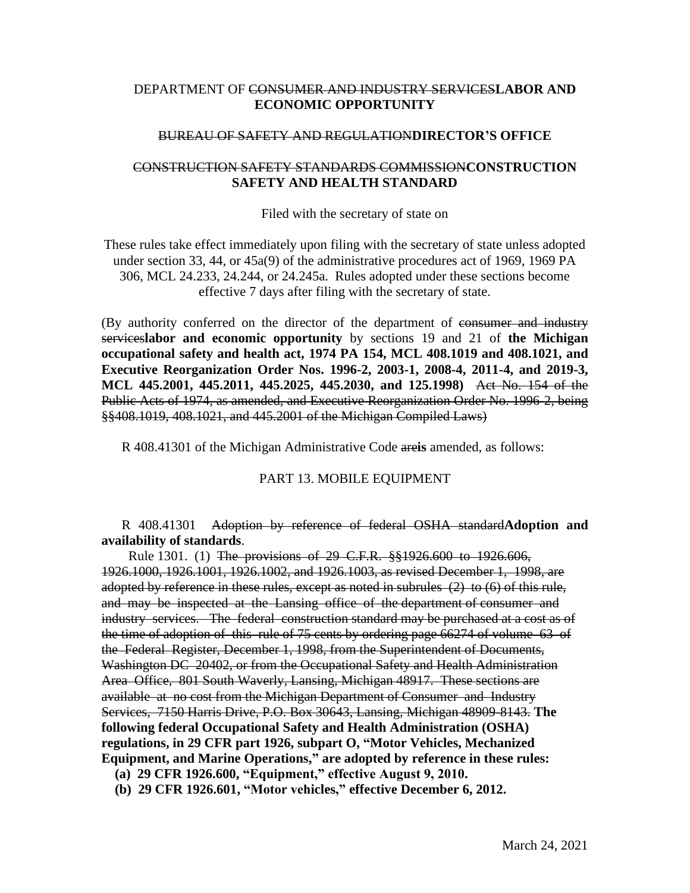DEPARTMENT OF ~~CONSUMER AND INDUSTRY SERVICES~~**LABOR AND ECONOMIC OPPORTUNITY**

~~BUREAU OF SAFETY AND REGULATION~~**DIRECTOR'S OFFICE**

~~CONSTRUCTION SAFETY STANDARDS COMMISSION~~**CONSTRUCTION SAFETY AND HEALTH STANDARD**

Filed with the secretary of state on

These rules take effect immediately upon filing with the secretary of state unless adopted under section 33, 44, or 45a(9) of the administrative procedures act of 1969, 1969 PA 306, MCL 24.233, 24.244, or 24.245a. Rules adopted under these sections become effective 7 days after filing with the secretary of state.

(By authority conferred on the director of the department of ~~consumer and industry services~~**labor and economic opportunity** by sections 19 and 21 of **the Michigan occupational safety and health act, 1974 PA 154, MCL 408.1019 and 408.1021, and Executive Reorganization Order Nos. 1996-2, 2003-1, 2008-4, 2011-4, and 2019-3, MCL 445.2001, 445.2011, 445.2025, 445.2030, and 125.1998)** ~~Act No. 154 of the Public Acts of 1974, as amended, and Executive Reorganization Order No. 1996-2, being §§408.1019, 408.1021, and 445.2001 of the Michigan Compiled Laws)~~

R 408.41301 of the Michigan Administrative Code ~~are~~**is** amended, as follows:

PART 13. MOBILE EQUIPMENT

R 408.41301 ~~Adoption by reference of federal OSHA standard~~**Adoption and availability of standards**.

Rule 1301. (1) ~~The provisions of 29 C.F.R. §§1926.600 to 1926.606, 1926.1000, 1926.1001, 1926.1002, and 1926.1003, as revised December 1, 1998, are adopted by reference in these rules, except as noted in subrules (2) to (6) of this rule, and may be inspected at the Lansing office of the department of consumer and industry services. The federal construction standard may be purchased at a cost as of the time of adoption of this rule of 75 cents by ordering page 66274 of volume 63 of the Federal Register, December 1, 1998, from the Superintendent of Documents, Washington DC 20402, or from the Occupational Safety and Health Administration Area Office, 801 South Waverly, Lansing, Michigan 48917. These sections are available at no cost from the Michigan Department of Consumer and Industry Services, 7150 Harris Drive, P.O. Box 30643, Lansing, Michigan 48909-8143.~~ **The following federal Occupational Safety and Health Administration (OSHA) regulations, in 29 CFR part 1926, subpart O, "Motor Vehicles, Mechanized Equipment, and Marine Operations," are adopted by reference in these rules:**

**(a) 29 CFR 1926.600, "Equipment," effective August 9, 2010.**

**(b) 29 CFR 1926.601, "Motor vehicles," effective December 6, 2012.**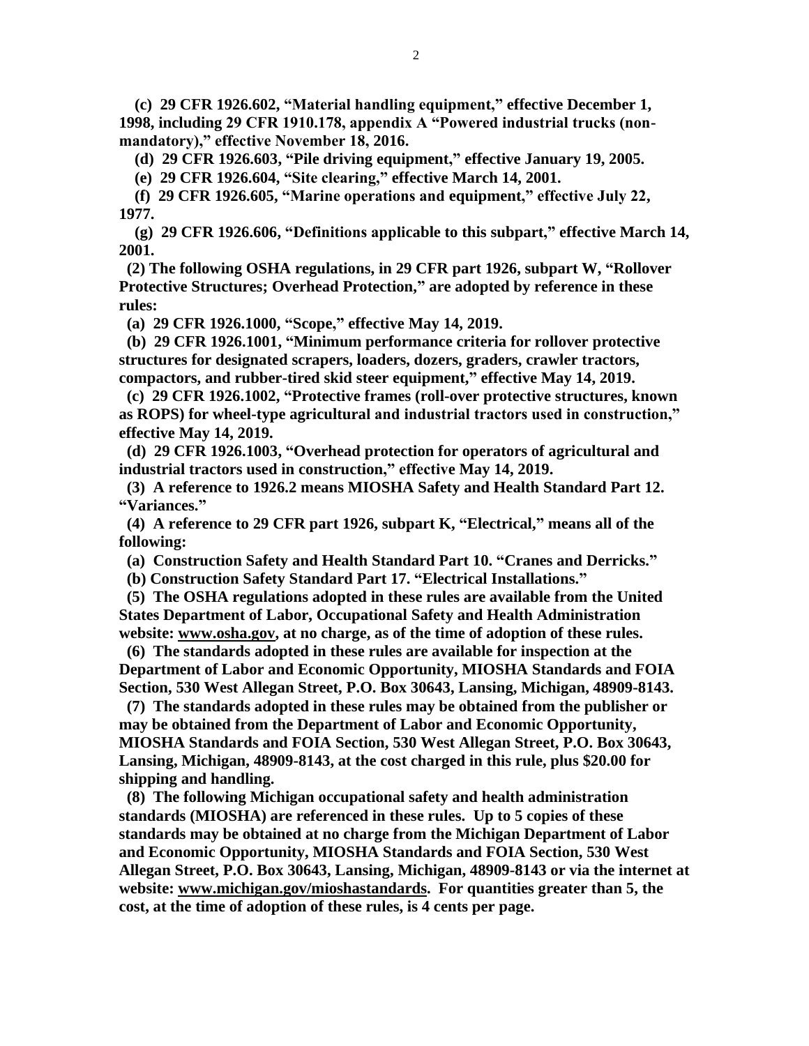**(c) 29 CFR 1926.602, "Material handling equipment," effective December 1, 1998, including 29 CFR 1910.178, appendix A "Powered industrial trucks (non-mandatory)," effective November 18, 2016.**

**(d) 29 CFR 1926.603, "Pile driving equipment," effective January 19, 2005.**

**(e) 29 CFR 1926.604, "Site clearing," effective March 14, 2001.**

**(f) 29 CFR 1926.605, "Marine operations and equipment," effective July 22, 1977.**

**(g) 29 CFR 1926.606, "Definitions applicable to this subpart," effective March 14, 2001.**

**(2) The following OSHA regulations, in 29 CFR part 1926, subpart W, "Rollover Protective Structures; Overhead Protection," are adopted by reference in these rules:**

**(a) 29 CFR 1926.1000, "Scope," effective May 14, 2019.**

**(b) 29 CFR 1926.1001, "Minimum performance criteria for rollover protective structures for designated scrapers, loaders, dozers, graders, crawler tractors, compactors, and rubber-tired skid steer equipment," effective May 14, 2019.**

**(c) 29 CFR 1926.1002, "Protective frames (roll-over protective structures, known as ROPS) for wheel-type agricultural and industrial tractors used in construction," effective May 14, 2019.**

**(d) 29 CFR 1926.1003, "Overhead protection for operators of agricultural and industrial tractors used in construction," effective May 14, 2019.**

**(3) A reference to 1926.2 means MIOSHA Safety and Health Standard Part 12. "Variances."**

**(4) A reference to 29 CFR part 1926, subpart K, "Electrical," means all of the following:**

**(a) Construction Safety and Health Standard Part 10. "Cranes and Derricks."**

**(b) Construction Safety Standard Part 17. "Electrical Installations."**

**(5) The OSHA regulations adopted in these rules are available from the United States Department of Labor, Occupational Safety and Health Administration website: www.osha.gov, at no charge, as of the time of adoption of these rules.**

**(6) The standards adopted in these rules are available for inspection at the Department of Labor and Economic Opportunity, MIOSHA Standards and FOIA Section, 530 West Allegan Street, P.O. Box 30643, Lansing, Michigan, 48909-8143.**

**(7) The standards adopted in these rules may be obtained from the publisher or may be obtained from the Department of Labor and Economic Opportunity, MIOSHA Standards and FOIA Section, 530 West Allegan Street, P.O. Box 30643, Lansing, Michigan, 48909-8143, at the cost charged in this rule, plus $20.00 for shipping and handling.**

**(8) The following Michigan occupational safety and health administration standards (MIOSHA) are referenced in these rules. Up to 5 copies of these standards may be obtained at no charge from the Michigan Department of Labor and Economic Opportunity, MIOSHA Standards and FOIA Section, 530 West Allegan Street, P.O. Box 30643, Lansing, Michigan, 48909-8143 or via the internet at website: www.michigan.gov/mioshastandards. For quantities greater than 5, the cost, at the time of adoption of these rules, is 4 cents per page.**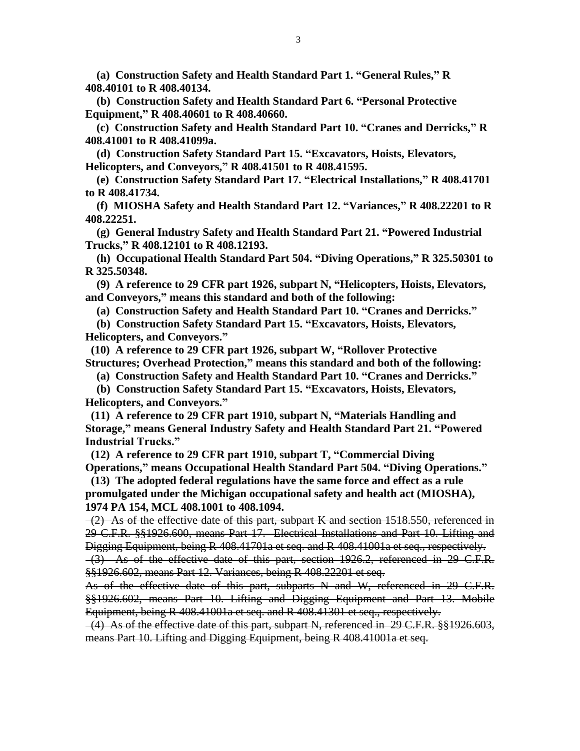**(a) Construction Safety and Health Standard Part 1. "General Rules," R 408.40101 to R 408.40134.**

**(b) Construction Safety and Health Standard Part 6. "Personal Protective Equipment," R 408.40601 to R 408.40660.**

**(c) Construction Safety and Health Standard Part 10. "Cranes and Derricks," R 408.41001 to R 408.41099a.**

**(d) Construction Safety Standard Part 15. "Excavators, Hoists, Elevators, Helicopters, and Conveyors," R 408.41501 to R 408.41595.**

**(e) Construction Safety Standard Part 17. "Electrical Installations," R 408.41701 to R 408.41734.**

**(f) MIOSHA Safety and Health Standard Part 12. "Variances," R 408.22201 to R 408.22251.**

**(g) General Industry Safety and Health Standard Part 21. "Powered Industrial Trucks," R 408.12101 to R 408.12193.**

**(h) Occupational Health Standard Part 504. "Diving Operations," R 325.50301 to R 325.50348.**

**(9) A reference to 29 CFR part 1926, subpart N, "Helicopters, Hoists, Elevators, and Conveyors," means this standard and both of the following:**

**(a) Construction Safety and Health Standard Part 10. "Cranes and Derricks."**

**(b) Construction Safety Standard Part 15. "Excavators, Hoists, Elevators, Helicopters, and Conveyors."**

**(10) A reference to 29 CFR part 1926, subpart W, "Rollover Protective Structures; Overhead Protection," means this standard and both of the following:**

**(a) Construction Safety and Health Standard Part 10. "Cranes and Derricks."**

**(b) Construction Safety Standard Part 15. "Excavators, Hoists, Elevators, Helicopters, and Conveyors."**

**(11) A reference to 29 CFR part 1910, subpart N, "Materials Handling and Storage," means General Industry Safety and Health Standard Part 21. "Powered Industrial Trucks."**

**(12) A reference to 29 CFR part 1910, subpart T, "Commercial Diving Operations," means Occupational Health Standard Part 504. "Diving Operations."**

**(13) The adopted federal regulations have the same force and effect as a rule promulgated under the Michigan occupational safety and health act (MIOSHA), 1974 PA 154, MCL 408.1001 to 408.1094.**

~~(2) As of the effective date of this part, subpart K and section 1518.550, referenced in 29 C.F.R. §§1926.600, means Part 17. Electrical Installations and Part 10. Lifting and Digging Equipment, being R 408.41701a et seq. and R 408.41001a et seq., respectively.~~

~~(3) As of the effective date of this part, section 1926.2, referenced in 29 C.F.R. §§1926.602, means Part 12. Variances, being R 408.22201 et seq.~~

~~As of the effective date of this part, subparts N and W, referenced in 29 C.F.R. §§1926.602, means Part 10. Lifting and Digging Equipment and Part 13. Mobile Equipment, being R 408.41001a et seq. and R 408.41301 et seq., respectively.~~

~~(4) As of the effective date of this part, subpart N, referenced in 29 C.F.R. §§1926.603, means Part 10. Lifting and Digging Equipment, being R 408.41001a et seq.~~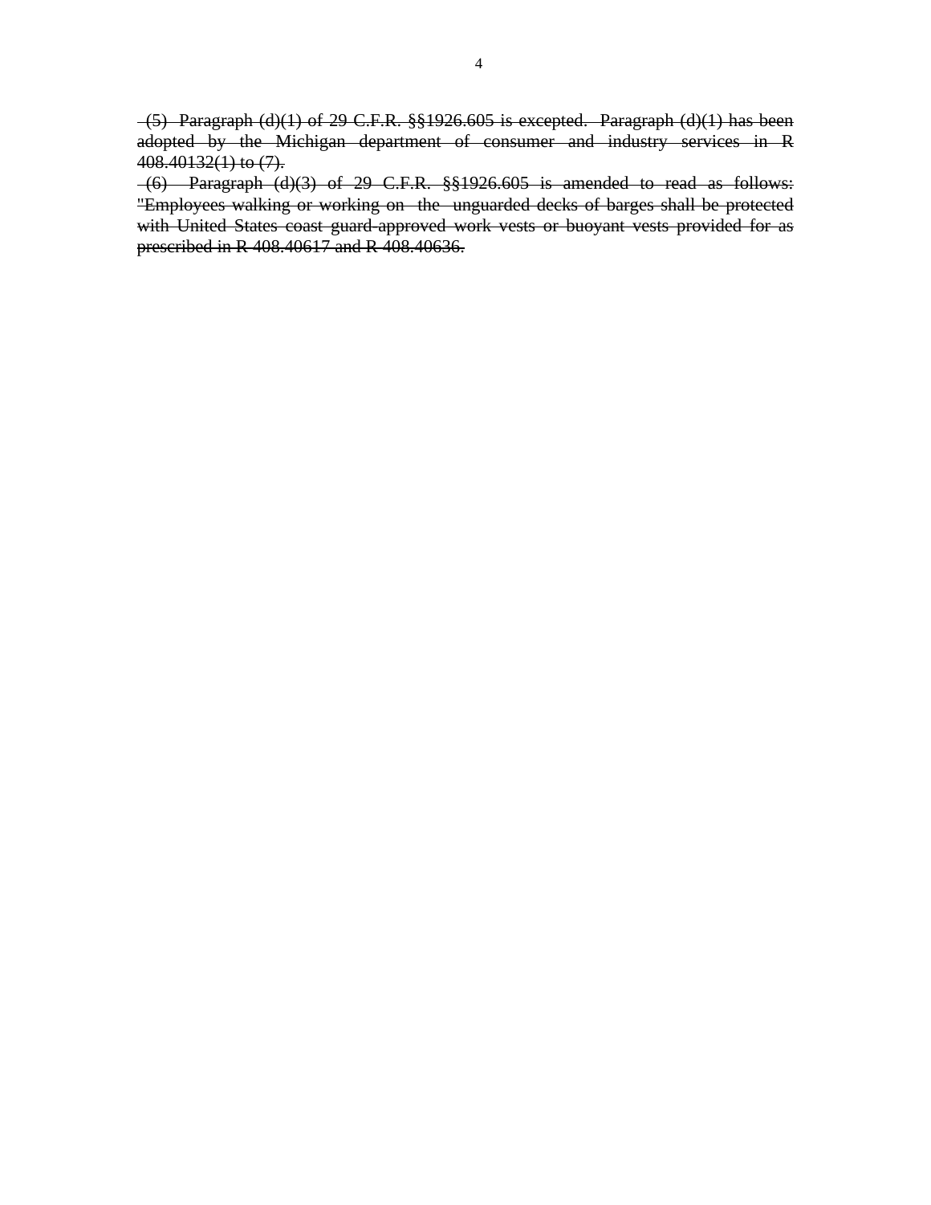~~(5) Paragraph (d)(1) of 29 C.F.R. §§1926.605 is excepted. Paragraph (d)(1) has been adopted by the Michigan department of consumer and industry services in R 408.40132(1) to (7).~~

~~(6) Paragraph (d)(3) of 29 C.F.R. §§1926.605 is amended to read as follows: "Employees walking or working on the unguarded decks of barges shall be protected with United States coast guard-approved work vests or buoyant vests provided for as prescribed in R 408.40617 and R 408.40636.~~